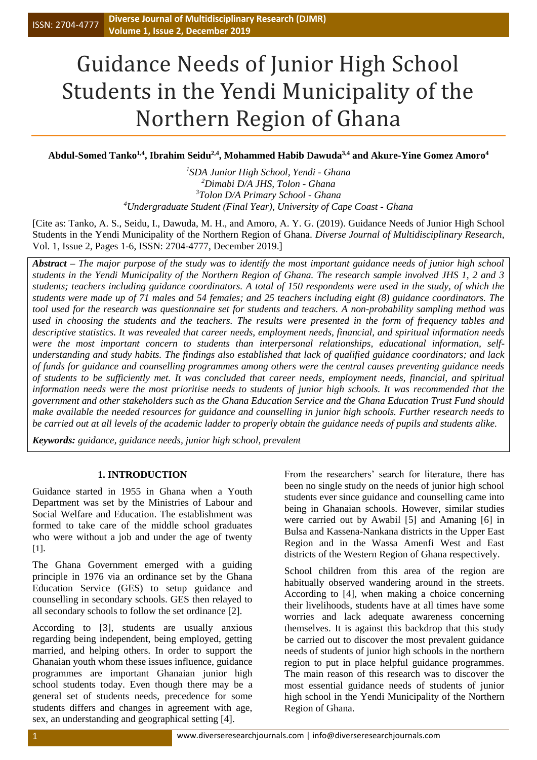# Guidance Needs of Junior High School Students in the Yendi Municipality of the Northern Region of Ghana

**Abdul-Somed Tanko[1,4], Ibrahim Seidu[2,4], Mohammed Habib Dawuda[3,4] and Akure-Yine Gomez Amoro[4]**

*[1]SDA Junior High School, Yendi - Ghana*
*[2]Dimabi D/A JHS, Tolon - Ghana*
*[3]Tolon D/A Primary School - Ghana*
*[4]Undergraduate Student (Final Year), University of Cape Coast - Ghana*

[Cite as: Tanko, A. S., Seidu, I., Dawuda, M. H., and Amoro, A. Y. G. (2019). Guidance Needs of Junior High School Students in the Yendi Municipality of the Northern Region of Ghana. *Diverse Journal of Multidisciplinary Research*, Vol. 1, Issue 2, Pages 1-6, ISSN: 2704-4777, December 2019.]

***Abstract*** *– The major purpose of the study was to identify the most important guidance needs of junior high school students in the Yendi Municipality of the Northern Region of Ghana. The research sample involved JHS 1, 2 and 3 students; teachers including guidance coordinators. A total of 150 respondents were used in the study, of which the students were made up of 71 males and 54 females; and 25 teachers including eight (8) guidance coordinators. The tool used for the research was questionnaire set for students and teachers. A non-probability sampling method was used in choosing the students and the teachers. The results were presented in the form of frequency tables and descriptive statistics. It was revealed that career needs, employment needs, financial, and spiritual information needs were the most important concern to students than interpersonal relationships, educational information, self-understanding and study habits. The findings also established that lack of qualified guidance coordinators; and lack of funds for guidance and counselling programmes among others were the central causes preventing guidance needs of students to be sufficiently met. It was concluded that career needs, employment needs, financial, and spiritual information needs were the most prioritise needs to students of junior high schools. It was recommended that the government and other stakeholders such as the Ghana Education Service and the Ghana Education Trust Fund should make available the needed resources for guidance and counselling in junior high schools. Further research needs to be carried out at all levels of the academic ladder to properly obtain the guidance needs of pupils and students alike.*

***Keywords:*** *guidance, guidance needs, junior high school, prevalent*

## 1. INTRODUCTION

Guidance started in 1955 in Ghana when a Youth Department was set by the Ministries of Labour and Social Welfare and Education. The establishment was formed to take care of the middle school graduates who were without a job and under the age of twenty [1].

The Ghana Government emerged with a guiding principle in 1976 via an ordinance set by the Ghana Education Service (GES) to setup guidance and counselling in secondary schools. GES then relayed to all secondary schools to follow the set ordinance [2].

According to [3], students are usually anxious regarding being independent, being employed, getting married, and helping others. In order to support the Ghanaian youth whom these issues influence, guidance programmes are important Ghanaian junior high school students today. Even though there may be a general set of students needs, precedence for some students differs and changes in agreement with age, sex, an understanding and geographical setting [4].

From the researchers' search for literature, there has been no single study on the needs of junior high school students ever since guidance and counselling came into being in Ghanaian schools. However, similar studies were carried out by Awabil [5] and Amaning [6] in Bulsa and Kassena-Nankana districts in the Upper East Region and in the Wassa Amenfi West and East districts of the Western Region of Ghana respectively.

School children from this area of the region are habitually observed wandering around in the streets. According to [4], when making a choice concerning their livelihoods, students have at all times have some worries and lack adequate awareness concerning themselves. It is against this backdrop that this study be carried out to discover the most prevalent guidance needs of students of junior high schools in the northern region to put in place helpful guidance programmes. The main reason of this research was to discover the most essential guidance needs of students of junior high school in the Yendi Municipality of the Northern Region of Ghana.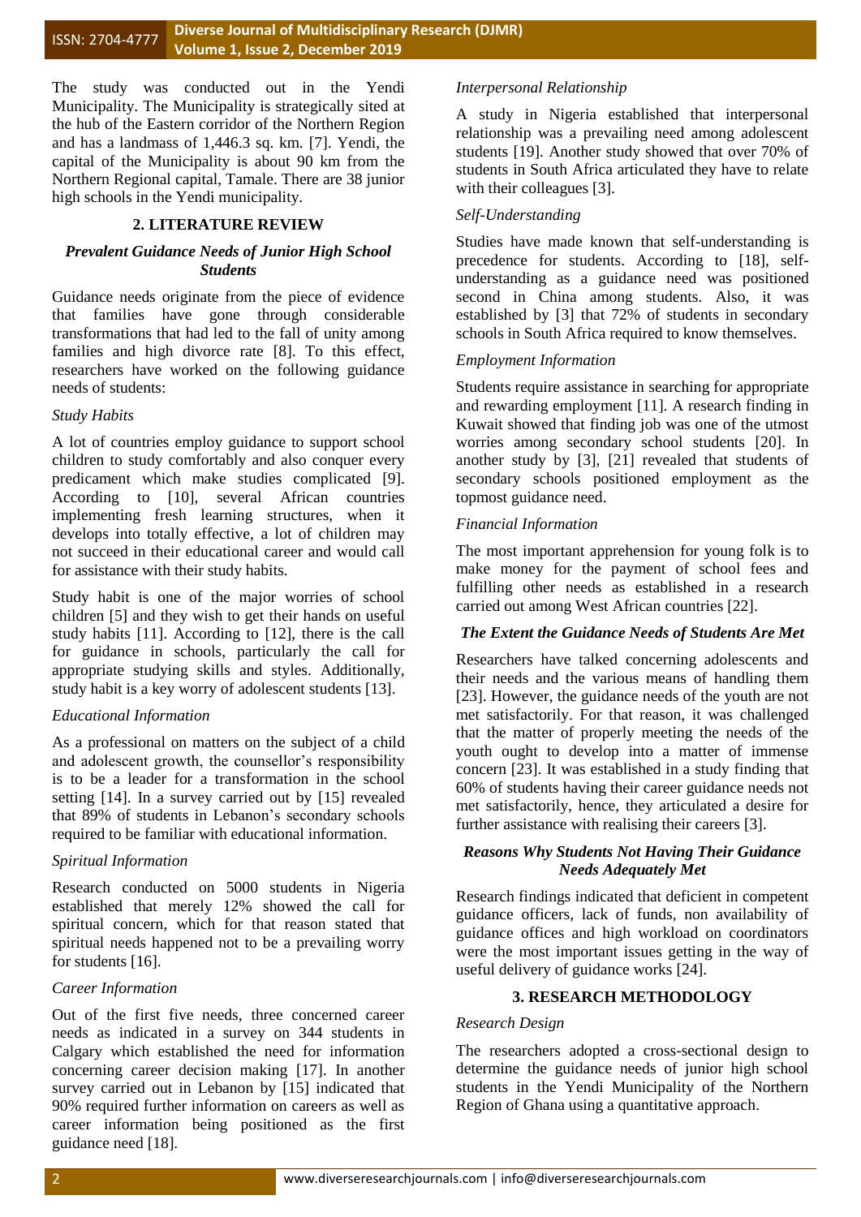The study was conducted out in the Yendi Municipality. The Municipality is strategically sited at the hub of the Eastern corridor of the Northern Region and has a landmass of 1,446.3 sq. km. [7]. Yendi, the capital of the Municipality is about 90 km from the Northern Regional capital, Tamale. There are 38 junior high schools in the Yendi municipality.

## 2. LITERATURE REVIEW

### *Prevalent Guidance Needs of Junior High School Students*

Guidance needs originate from the piece of evidence that families have gone through considerable transformations that had led to the fall of unity among families and high divorce rate [8]. To this effect, researchers have worked on the following guidance needs of students:

*Study Habits*

A lot of countries employ guidance to support school children to study comfortably and also conquer every predicament which make studies complicated [9]. According to [10], several African countries implementing fresh learning structures, when it develops into totally effective, a lot of children may not succeed in their educational career and would call for assistance with their study habits.

Study habit is one of the major worries of school children [5] and they wish to get their hands on useful study habits [11]. According to [12], there is the call for guidance in schools, particularly the call for appropriate studying skills and styles. Additionally, study habit is a key worry of adolescent students [13].

*Educational Information*

As a professional on matters on the subject of a child and adolescent growth, the counsellor's responsibility is to be a leader for a transformation in the school setting [14]. In a survey carried out by [15] revealed that 89% of students in Lebanon's secondary schools required to be familiar with educational information.

*Spiritual Information*

Research conducted on 5000 students in Nigeria established that merely 12% showed the call for spiritual concern, which for that reason stated that spiritual needs happened not to be a prevailing worry for students [16].

*Career Information*

Out of the first five needs, three concerned career needs as indicated in a survey on 344 students in Calgary which established the need for information concerning career decision making [17]. In another survey carried out in Lebanon by [15] indicated that 90% required further information on careers as well as career information being positioned as the first guidance need [18].

*Interpersonal Relationship*

A study in Nigeria established that interpersonal relationship was a prevailing need among adolescent students [19]. Another study showed that over 70% of students in South Africa articulated they have to relate with their colleagues [3].

*Self-Understanding*

Studies have made known that self-understanding is precedence for students. According to [18], self-understanding as a guidance need was positioned second in China among students. Also, it was established by [3] that 72% of students in secondary schools in South Africa required to know themselves.

*Employment Information*

Students require assistance in searching for appropriate and rewarding employment [11]. A research finding in Kuwait showed that finding job was one of the utmost worries among secondary school students [20]. In another study by [3], [21] revealed that students of secondary schools positioned employment as the topmost guidance need.

*Financial Information*

The most important apprehension for young folk is to make money for the payment of school fees and fulfilling other needs as established in a research carried out among West African countries [22].

### *The Extent the Guidance Needs of Students Are Met*

Researchers have talked concerning adolescents and their needs and the various means of handling them [23]. However, the guidance needs of the youth are not met satisfactorily. For that reason, it was challenged that the matter of properly meeting the needs of the youth ought to develop into a matter of immense concern [23]. It was established in a study finding that 60% of students having their career guidance needs not met satisfactorily, hence, they articulated a desire for further assistance with realising their careers [3].

### *Reasons Why Students Not Having Their Guidance Needs Adequately Met*

Research findings indicated that deficient in competent guidance officers, lack of funds, non availability of guidance offices and high workload on coordinators were the most important issues getting in the way of useful delivery of guidance works [24].

## 3. RESEARCH METHODOLOGY

*Research Design*

The researchers adopted a cross-sectional design to determine the guidance needs of junior high school students in the Yendi Municipality of the Northern Region of Ghana using a quantitative approach.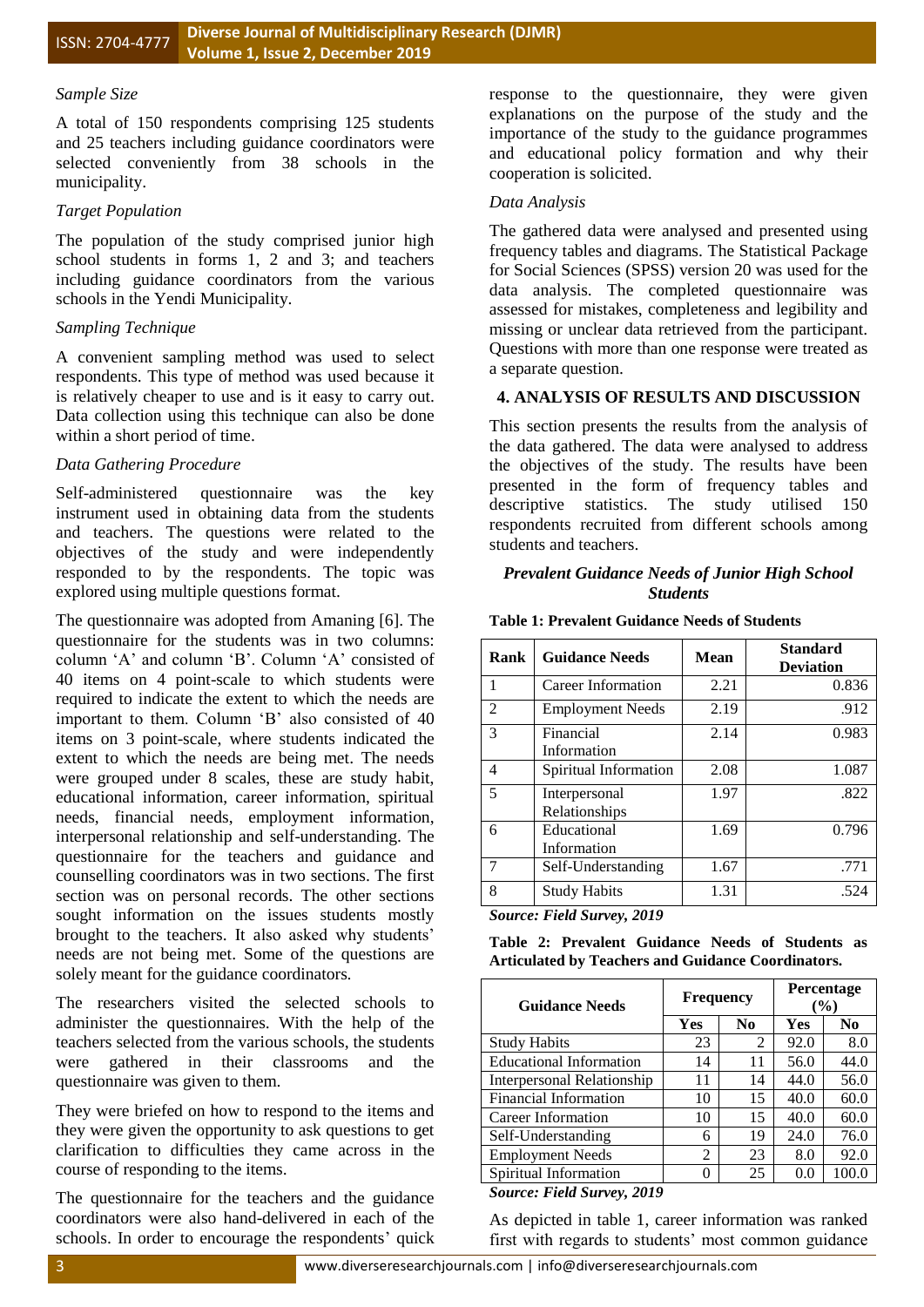*Sample Size*

A total of 150 respondents comprising 125 students and 25 teachers including guidance coordinators were selected conveniently from 38 schools in the municipality.

*Target Population*

The population of the study comprised junior high school students in forms 1, 2 and 3; and teachers including guidance coordinators from the various schools in the Yendi Municipality.

*Sampling Technique*

A convenient sampling method was used to select respondents. This type of method was used because it is relatively cheaper to use and is it easy to carry out. Data collection using this technique can also be done within a short period of time.

*Data Gathering Procedure*

Self-administered questionnaire was the key instrument used in obtaining data from the students and teachers. The questions were related to the objectives of the study and were independently responded to by the respondents. The topic was explored using multiple questions format.

The questionnaire was adopted from Amaning [6]. The questionnaire for the students was in two columns: column 'A' and column 'B'. Column 'A' consisted of 40 items on 4 point-scale to which students were required to indicate the extent to which the needs are important to them. Column 'B' also consisted of 40 items on 3 point-scale, where students indicated the extent to which the needs are being met. The needs were grouped under 8 scales, these are study habit, educational information, career information, spiritual needs, financial needs, employment information, interpersonal relationship and self-understanding. The questionnaire for the teachers and guidance and counselling coordinators was in two sections. The first section was on personal records. The other sections sought information on the issues students mostly brought to the teachers. It also asked why students' needs are not being met. Some of the questions are solely meant for the guidance coordinators.

The researchers visited the selected schools to administer the questionnaires. With the help of the teachers selected from the various schools, the students were gathered in their classrooms and the questionnaire was given to them.

They were briefed on how to respond to the items and they were given the opportunity to ask questions to get clarification to difficulties they came across in the course of responding to the items.

The questionnaire for the teachers and the guidance coordinators were also hand-delivered in each of the schools. In order to encourage the respondents' quick response to the questionnaire, they were given explanations on the purpose of the study and the importance of the study to the guidance programmes and educational policy formation and why their cooperation is solicited.

*Data Analysis*

The gathered data were analysed and presented using frequency tables and diagrams. The Statistical Package for Social Sciences (SPSS) version 20 was used for the data analysis. The completed questionnaire was assessed for mistakes, completeness and legibility and missing or unclear data retrieved from the participant. Questions with more than one response were treated as a separate question.

## 4. ANALYSIS OF RESULTS AND DISCUSSION

This section presents the results from the analysis of the data gathered. The data were analysed to address the objectives of the study. The results have been presented in the form of frequency tables and descriptive statistics. The study utilised 150 respondents recruited from different schools among students and teachers.

***Prevalent Guidance Needs of Junior High School Students***

**Table 1: Prevalent Guidance Needs of Students**

| Rank | Guidance Needs | Mean | Standard Deviation |
|---|---|---|---|
| 1 | Career Information | 2.21 | 0.836 |
| 2 | Employment Needs | 2.19 | .912 |
| 3 | Financial Information | 2.14 | 0.983 |
| 4 | Spiritual Information | 2.08 | 1.087 |
| 5 | Interpersonal Relationships | 1.97 | .822 |
| 6 | Educational Information | 1.69 | 0.796 |
| 7 | Self-Understanding | 1.67 | .771 |
| 8 | Study Habits | 1.31 | .524 |

***Source: Field Survey, 2019***

**Table 2: Prevalent Guidance Needs of Students as Articulated by Teachers and Guidance Coordinators.**

| Guidance Needs | Frequency | | Percentage (%) | |
|---|---|---|---|---|
| | Yes | No | Yes | No |
| Study Habits | 23 | 2 | 92.0 | 8.0 |
| Educational Information | 14 | 11 | 56.0 | 44.0 |
| Interpersonal Relationship | 11 | 14 | 44.0 | 56.0 |
| Financial Information | 10 | 15 | 40.0 | 60.0 |
| Career Information | 10 | 15 | 40.0 | 60.0 |
| Self-Understanding | 6 | 19 | 24.0 | 76.0 |
| Employment Needs | 2 | 23 | 8.0 | 92.0 |
| Spiritual Information | 0 | 25 | 0.0 | 100.0 |

***Source: Field Survey, 2019***

As depicted in table 1, career information was ranked first with regards to students' most common guidance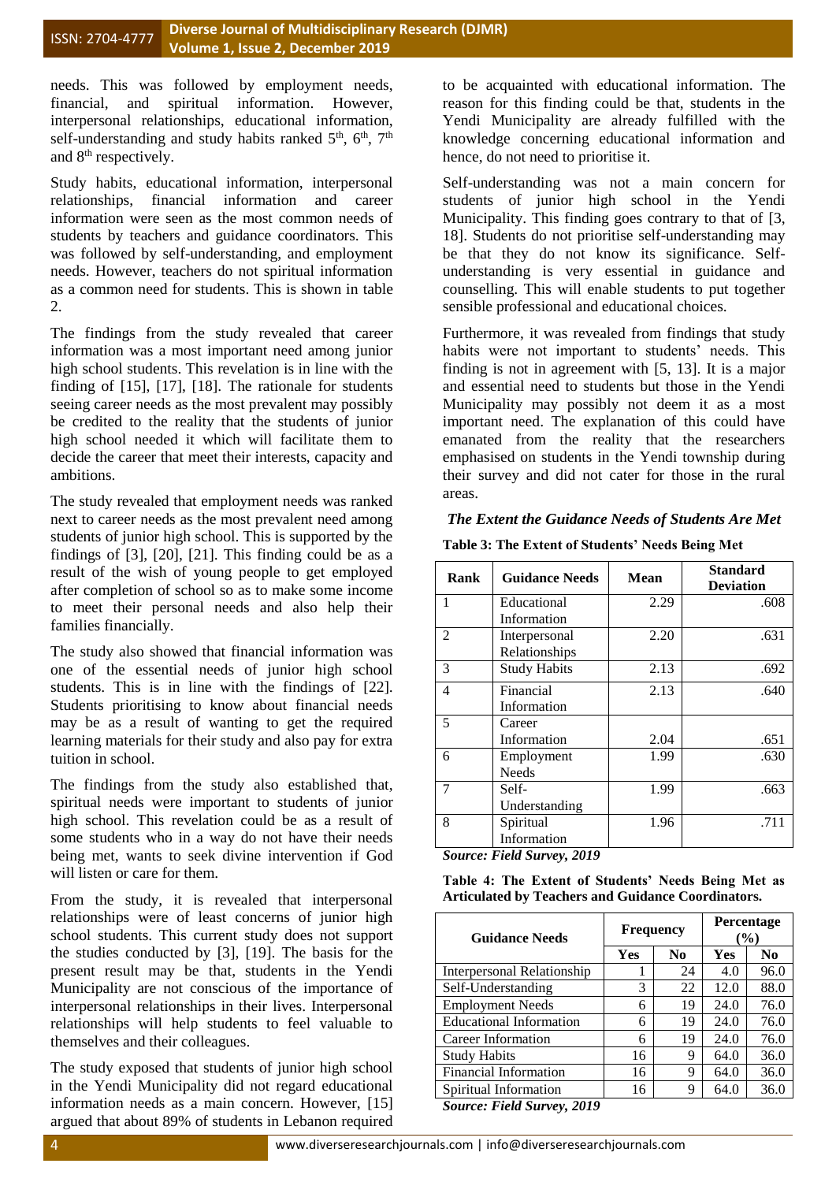needs. This was followed by employment needs, financial, and spiritual information. However, interpersonal relationships, educational information, self-understanding and study habits ranked 5th, 6th, 7th and 8th respectively.

Study habits, educational information, interpersonal relationships, financial information and career information were seen as the most common needs of students by teachers and guidance coordinators. This was followed by self-understanding, and employment needs. However, teachers do not spiritual information as a common need for students. This is shown in table 2.

The findings from the study revealed that career information was a most important need among junior high school students. This revelation is in line with the finding of [15], [17], [18]. The rationale for students seeing career needs as the most prevalent may possibly be credited to the reality that the students of junior high school needed it which will facilitate them to decide the career that meet their interests, capacity and ambitions.

The study revealed that employment needs was ranked next to career needs as the most prevalent need among students of junior high school. This is supported by the findings of [3], [20], [21]. This finding could be as a result of the wish of young people to get employed after completion of school so as to make some income to meet their personal needs and also help their families financially.

The study also showed that financial information was one of the essential needs of junior high school students. This is in line with the findings of [22]. Students prioritising to know about financial needs may be as a result of wanting to get the required learning materials for their study and also pay for extra tuition in school.

The findings from the study also established that, spiritual needs were important to students of junior high school. This revelation could be as a result of some students who in a way do not have their needs being met, wants to seek divine intervention if God will listen or care for them.

From the study, it is revealed that interpersonal relationships were of least concerns of junior high school students. This current study does not support the studies conducted by [3], [19]. The basis for the present result may be that, students in the Yendi Municipality are not conscious of the importance of interpersonal relationships in their lives. Interpersonal relationships will help students to feel valuable to themselves and their colleagues.

The study exposed that students of junior high school in the Yendi Municipality did not regard educational information needs as a main concern. However, [15] argued that about 89% of students in Lebanon required to be acquainted with educational information. The reason for this finding could be that, students in the Yendi Municipality are already fulfilled with the knowledge concerning educational information and hence, do not need to prioritise it.

Self-understanding was not a main concern for students of junior high school in the Yendi Municipality. This finding goes contrary to that of [3, 18]. Students do not prioritise self-understanding may be that they do not know its significance. Self-understanding is very essential in guidance and counselling. This will enable students to put together sensible professional and educational choices.

Furthermore, it was revealed from findings that study habits were not important to students' needs. This finding is not in agreement with [5, 13]. It is a major and essential need to students but those in the Yendi Municipality may possibly not deem it as a most important need. The explanation of this could have emanated from the reality that the researchers emphasised on students in the Yendi township during their survey and did not cater for those in the rural areas.

### *The Extent the Guidance Needs of Students Are Met*

**Table 3: The Extent of Students' Needs Being Met**

| Rank | Guidance Needs | Mean | Standard Deviation |
|---|---|---|---|
| 1 | Educational Information | 2.29 | .608 |
| 2 | Interpersonal Relationships | 2.20 | .631 |
| 3 | Study Habits | 2.13 | .692 |
| 4 | Financial Information | 2.13 | .640 |
| 5 | Career Information | 2.04 | .651 |
| 6 | Employment Needs | 1.99 | .630 |
| 7 | Self-Understanding | 1.99 | .663 |
| 8 | Spiritual Information | 1.96 | .711 |

***Source: Field Survey, 2019***

**Table 4: The Extent of Students' Needs Being Met as Articulated by Teachers and Guidance Coordinators.**

| Guidance Needs | Frequency | | Percentage (%) | |
|---|---|---|---|---|
| | Yes | No | Yes | No |
| Interpersonal Relationship | 1 | 24 | 4.0 | 96.0 |
| Self-Understanding | 3 | 22 | 12.0 | 88.0 |
| Employment Needs | 6 | 19 | 24.0 | 76.0 |
| Educational Information | 6 | 19 | 24.0 | 76.0 |
| Career Information | 6 | 19 | 24.0 | 76.0 |
| Study Habits | 16 | 9 | 64.0 | 36.0 |
| Financial Information | 16 | 9 | 64.0 | 36.0 |
| Spiritual Information | 16 | 9 | 64.0 | 36.0 |

***Source: Field Survey, 2019***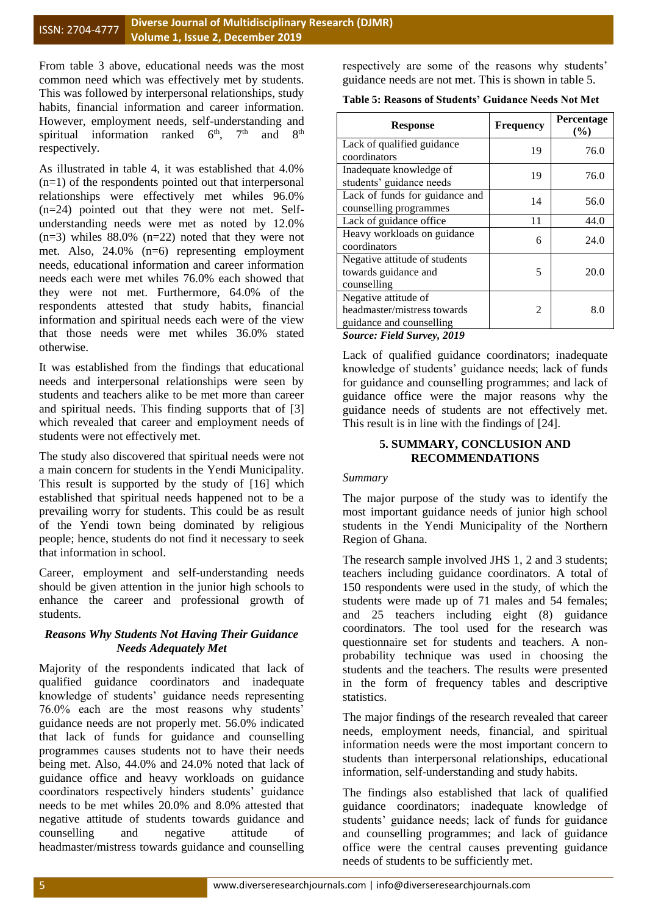From table 3 above, educational needs was the most common need which was effectively met by students. This was followed by interpersonal relationships, study habits, financial information and career information. However, employment needs, self-understanding and spiritual information ranked 6th, 7th and 8th respectively.

As illustrated in table 4, it was established that 4.0% (n=1) of the respondents pointed out that interpersonal relationships were effectively met whiles 96.0% (n=24) pointed out that they were not met. Self-understanding needs were met as noted by 12.0% (n=3) whiles 88.0% (n=22) noted that they were not met. Also, 24.0% (n=6) representing employment needs, educational information and career information needs each were met whiles 76.0% each showed that they were not met. Furthermore, 64.0% of the respondents attested that study habits, financial information and spiritual needs each were of the view that those needs were met whiles 36.0% stated otherwise.

It was established from the findings that educational needs and interpersonal relationships were seen by students and teachers alike to be met more than career and spiritual needs. This finding supports that of [3] which revealed that career and employment needs of students were not effectively met.

The study also discovered that spiritual needs were not a main concern for students in the Yendi Municipality. This result is supported by the study of [16] which established that spiritual needs happened not to be a prevailing worry for students. This could be as result of the Yendi town being dominated by religious people; hence, students do not find it necessary to seek that information in school.

Career, employment and self-understanding needs should be given attention in the junior high schools to enhance the career and professional growth of students.

### *Reasons Why Students Not Having Their Guidance Needs Adequately Met*

Majority of the respondents indicated that lack of qualified guidance coordinators and inadequate knowledge of students' guidance needs representing 76.0% each are the most reasons why students' guidance needs are not properly met. 56.0% indicated that lack of funds for guidance and counselling programmes causes students not to have their needs being met. Also, 44.0% and 24.0% noted that lack of guidance office and heavy workloads on guidance coordinators respectively hinders students' guidance needs to be met whiles 20.0% and 8.0% attested that negative attitude of students towards guidance and counselling and negative attitude of headmaster/mistress towards guidance and counselling respectively are some of the reasons why students' guidance needs are not met. This is shown in table 5.

**Table 5: Reasons of Students' Guidance Needs Not Met**

| Response | Frequency | Percentage (%) |
|---|---|---|
| Lack of qualified guidance coordinators | 19 | 76.0 |
| Inadequate knowledge of students' guidance needs | 19 | 76.0 |
| Lack of funds for guidance and counselling programmes | 14 | 56.0 |
| Lack of guidance office | 11 | 44.0 |
| Heavy workloads on guidance coordinators | 6 | 24.0 |
| Negative attitude of students towards guidance and counselling | 5 | 20.0 |
| Negative attitude of headmaster/mistress towards guidance and counselling | 2 | 8.0 |

***Source: Field Survey, 2019***

Lack of qualified guidance coordinators; inadequate knowledge of students' guidance needs; lack of funds for guidance and counselling programmes; and lack of guidance office were the major reasons why the guidance needs of students are not effectively met. This result is in line with the findings of [24].

## 5. SUMMARY, CONCLUSION AND RECOMMENDATIONS

*Summary*

The major purpose of the study was to identify the most important guidance needs of junior high school students in the Yendi Municipality of the Northern Region of Ghana.

The research sample involved JHS 1, 2 and 3 students; teachers including guidance coordinators. A total of 150 respondents were used in the study, of which the students were made up of 71 males and 54 females; and 25 teachers including eight (8) guidance coordinators. The tool used for the research was questionnaire set for students and teachers. A non-probability technique was used in choosing the students and the teachers. The results were presented in the form of frequency tables and descriptive statistics.

The major findings of the research revealed that career needs, employment needs, financial, and spiritual information needs were the most important concern to students than interpersonal relationships, educational information, self-understanding and study habits.

The findings also established that lack of qualified guidance coordinators; inadequate knowledge of students' guidance needs; lack of funds for guidance and counselling programmes; and lack of guidance office were the central causes preventing guidance needs of students to be sufficiently met.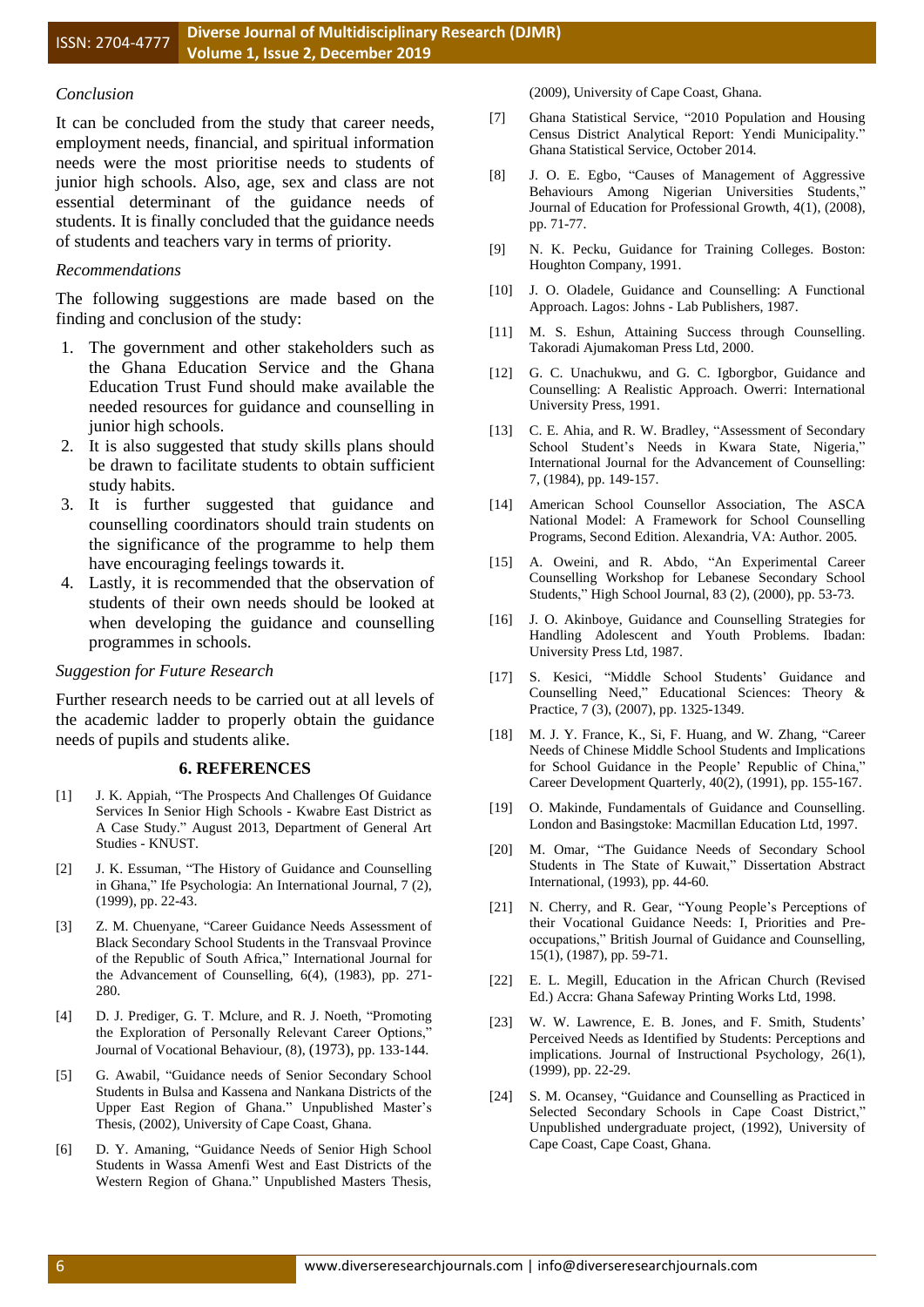*Conclusion*

It can be concluded from the study that career needs, employment needs, financial, and spiritual information needs were the most prioritise needs to students of junior high schools. Also, age, sex and class are not essential determinant of the guidance needs of students. It is finally concluded that the guidance needs of students and teachers vary in terms of priority.

*Recommendations*

The following suggestions are made based on the finding and conclusion of the study:

1. The government and other stakeholders such as the Ghana Education Service and the Ghana Education Trust Fund should make available the needed resources for guidance and counselling in junior high schools.
2. It is also suggested that study skills plans should be drawn to facilitate students to obtain sufficient study habits.
3. It is further suggested that guidance and counselling coordinators should train students on the significance of the programme to help them have encouraging feelings towards it.
4. Lastly, it is recommended that the observation of students of their own needs should be looked at when developing the guidance and counselling programmes in schools.

*Suggestion for Future Research*

Further research needs to be carried out at all levels of the academic ladder to properly obtain the guidance needs of pupils and students alike.

## 6. REFERENCES

[1] J. K. Appiah, "The Prospects And Challenges Of Guidance Services In Senior High Schools - Kwabre East District as A Case Study." August 2013, Department of General Art Studies - KNUST.

[2] J. K. Essuman, "The History of Guidance and Counselling in Ghana," Ife Psychologia: An International Journal, 7 (2), (1999), pp. 22-43.

[3] Z. M. Chuenyane, "Career Guidance Needs Assessment of Black Secondary School Students in the Transvaal Province of the Republic of South Africa," International Journal for the Advancement of Counselling, 6(4), (1983), pp. 271-280.

[4] D. J. Prediger, G. T. Mclure, and R. J. Noeth, "Promoting the Exploration of Personally Relevant Career Options," Journal of Vocational Behaviour, (8), (1973), pp. 133-144.

[5] G. Awabil, "Guidance needs of Senior Secondary School Students in Bulsa and Kassena and Nankana Districts of the Upper East Region of Ghana." Unpublished Master's Thesis, (2002), University of Cape Coast, Ghana.

[6] D. Y. Amaning, "Guidance Needs of Senior High School Students in Wassa Amenfi West and East Districts of the Western Region of Ghana." Unpublished Masters Thesis, (2009), University of Cape Coast, Ghana.

[7] Ghana Statistical Service, "2010 Population and Housing Census District Analytical Report: Yendi Municipality." Ghana Statistical Service, October 2014.

[8] J. O. E. Egbo, "Causes of Management of Aggressive Behaviours Among Nigerian Universities Students," Journal of Education for Professional Growth, 4(1), (2008), pp. 71-77.

[9] N. K. Pecku, Guidance for Training Colleges. Boston: Houghton Company, 1991.

[10] J. O. Oladele, Guidance and Counselling: A Functional Approach. Lagos: Johns - Lab Publishers, 1987.

[11] M. S. Eshun, Attaining Success through Counselling. Takoradi Ajumakoman Press Ltd, 2000.

[12] G. C. Unachukwu, and G. C. Igborgbor, Guidance and Counselling: A Realistic Approach. Owerri: International University Press, 1991.

[13] C. E. Ahia, and R. W. Bradley, "Assessment of Secondary School Student's Needs in Kwara State, Nigeria," International Journal for the Advancement of Counselling: 7, (1984), pp. 149-157.

[14] American School Counsellor Association, The ASCA National Model: A Framework for School Counselling Programs, Second Edition. Alexandria, VA: Author. 2005.

[15] A. Oweini, and R. Abdo, "An Experimental Career Counselling Workshop for Lebanese Secondary School Students," High School Journal, 83 (2), (2000), pp. 53-73.

[16] J. O. Akinboye, Guidance and Counselling Strategies for Handling Adolescent and Youth Problems. Ibadan: University Press Ltd, 1987.

[17] S. Kesici, "Middle School Students' Guidance and Counselling Need," Educational Sciences: Theory & Practice, 7 (3), (2007), pp. 1325-1349.

[18] M. J. Y. France, K., Si, F. Huang, and W. Zhang, "Career Needs of Chinese Middle School Students and Implications for School Guidance in the People' Republic of China," Career Development Quarterly, 40(2), (1991), pp. 155-167.

[19] O. Makinde, Fundamentals of Guidance and Counselling. London and Basingstoke: Macmillan Education Ltd, 1997.

[20] M. Omar, "The Guidance Needs of Secondary School Students in The State of Kuwait," Dissertation Abstract International, (1993), pp. 44-60.

[21] N. Cherry, and R. Gear, "Young People's Perceptions of their Vocational Guidance Needs: I, Priorities and Pre-occupations," British Journal of Guidance and Counselling, 15(1), (1987), pp. 59-71.

[22] E. L. Megill, Education in the African Church (Revised Ed.) Accra: Ghana Safeway Printing Works Ltd, 1998.

[23] W. W. Lawrence, E. B. Jones, and F. Smith, Students' Perceived Needs as Identified by Students: Perceptions and implications. Journal of Instructional Psychology, 26(1), (1999), pp. 22-29.

[24] S. M. Ocansey, "Guidance and Counselling as Practiced in Selected Secondary Schools in Cape Coast District," Unpublished undergraduate project, (1992), University of Cape Coast, Cape Coast, Ghana.